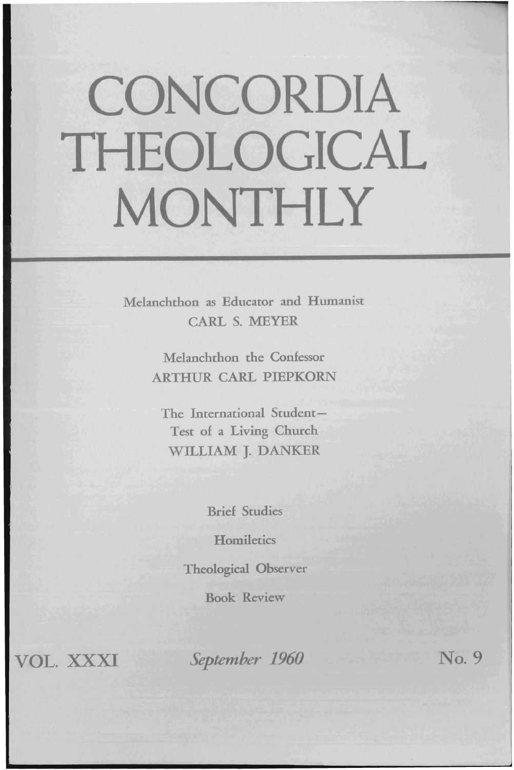# CONCORDIA THEOLOGICAL MONTHLY

Melanchthon as Educator and Humanist
CARL S. MEYER

Melanchthon the Confessor
ARTHUR CARL PIEPKORN

The International Student—
Test of a Living Church
WILLIAM J. DANKER

Brief Studies

Homiletics

Theological Observer

Book Review

VOL. XXXI *September 1960* No. 9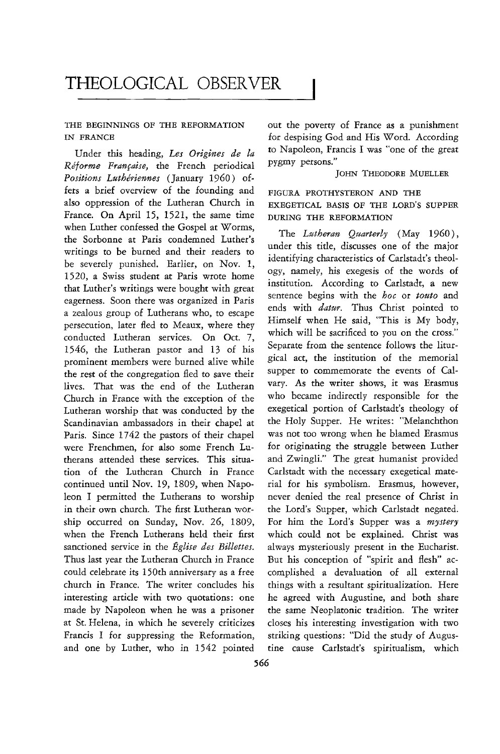# THEOLOGICAL OBSERVER

## THE BEGINNINGS OF THE REFORMATION IN FRANCE

Under this heading, *Les Origines de la Réforme Française,* the French periodical *Positions Luthériennes* (January 1960) offers a brief overview of the founding and also oppression of the Lutheran Church in France. On April 15, 1521, the same time when Luther confessed the Gospel at Worms, the Sorbonne at Paris condemned Luther's writings to be burned and their readers to be severely punished. Earlier, on Nov. 1, 1520, a Swiss student at Paris wrote home that Luther's writings were bought with great eagerness. Soon there was organized in Paris a zealous group of Lutherans who, to escape persecution, later fled to Meaux, where they conducted Lutheran services. On Oct. 7, 1546, the Lutheran pastor and 13 of his prominent members were burned alive while the rest of the congregation fled to save their lives. That was the end of the Lutheran Church in France with the exception of the Lutheran worship that was conducted by the Scandinavian ambassadors in their chapel at Paris. Since 1742 the pastors of their chapel were Frenchmen, for also some French Lutherans attended these services. This situation of the Lutheran Church in France continued until Nov. 19, 1809, when Napoleon I permitted the Lutherans to worship in their own church. The first Lutheran worship occurred on Sunday, Nov. 26, 1809, when the French Lutherans held their first sanctioned service in the *Église des Billettes.* Thus last year the Lutheran Church in France could celebrate its 150th anniversary as a free church in France. The writer concludes his interesting article with two quotations: one made by Napoleon when he was a prisoner at St. Helena, in which he severely criticizes Francis I for suppressing the Reformation, and one by Luther, who in 1542 pointed out the poverty of France as a punishment for despising God and His Word. According to Napoleon, Francis I was "one of the great pygmy persons."

JOHN THEODORE MUELLER

## FIGURA PROTHYSTERON AND THE EXEGETICAL BASIS OF THE LORD'S SUPPER DURING THE REFORMATION

The *Lutheran Quarterly* (May 1960), under this title, discusses one of the major identifying characteristics of Carlstadt's theology, namely, his exegesis of the words of institution. According to Carlstadt, a new sentence begins with the *hoc* or *touto* and ends with *datur.* Thus Christ pointed to Himself when He said, "This is My body, which will be sacrificed to you on the cross." Separate from the sentence follows the liturgical act, the institution of the memorial supper to commemorate the events of Calvary. As the writer shows, it was Erasmus who became indirectly responsible for the exegetical portion of Carlstadt's theology of the Holy Supper. He writes: "Melanchthon was not too wrong when he blamed Erasmus for originating the struggle between Luther and Zwingli." The great humanist provided Carlstadt with the necessary exegetical material for his symbolism. Erasmus, however, never denied the real presence of Christ in the Lord's Supper, which Carlstadt negated. For him the Lord's Supper was a *mystery* which could not be explained. Christ was always mysteriously present in the Eucharist. But his conception of "spirit and flesh" accomplished a devaluation of all external things with a resultant spiritualization. Here he agreed with Augustine, and both share the same Neoplatonic tradition. The writer closes his interesting investigation with two striking questions: "Did the study of Augustine cause Carlstadt's spiritualism, which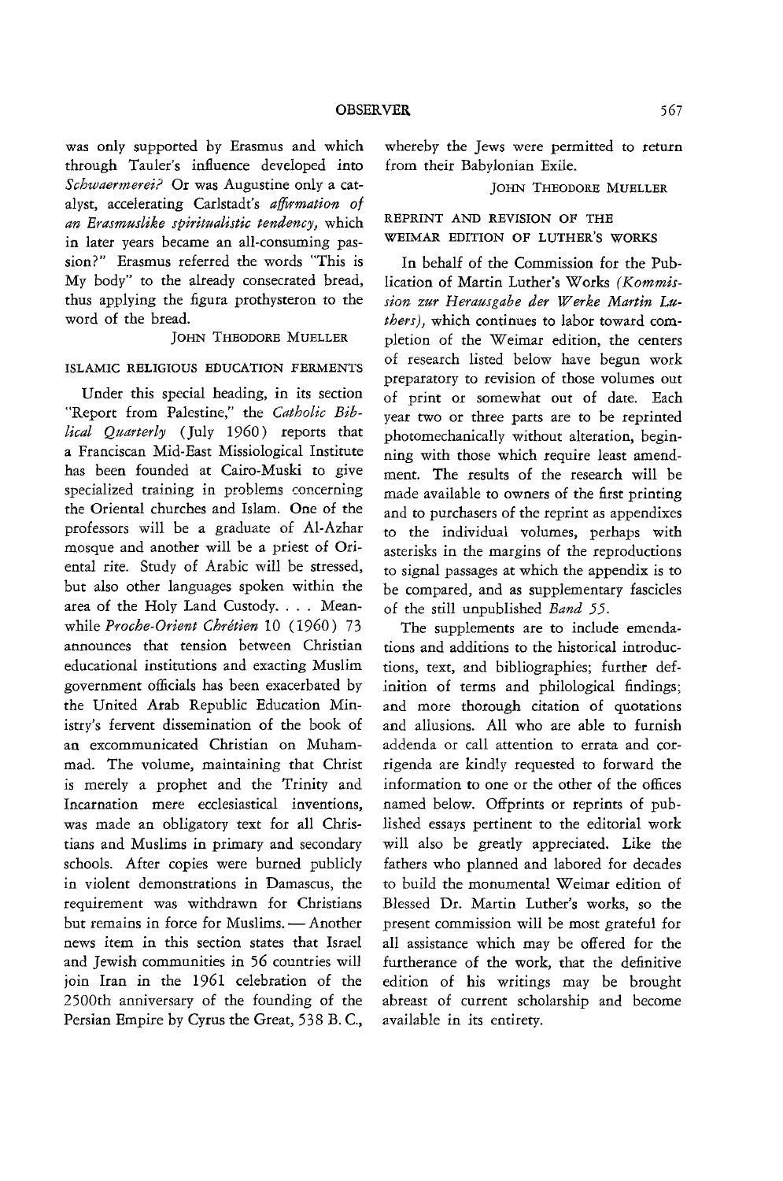was only supported by Erasmus and which through Tauler's influence developed into *Schwaermerei?* Or was Augustine only a catalyst, accelerating Carlstadt's *affirmation of an Erasmuslike spiritualistic tendency,* which in later years became an all-consuming passion?" Erasmus referred the words "This is My body" to the already consecrated bread, thus applying the figura prothysteron to the word of the bread.

JOHN THEODORE MUELLER

### ISLAMIC RELIGIOUS EDUCATION FERMENTS

Under this special heading, in its section "Report from Palestine," the *Catholic Biblical Quarterly* (July 1960) reports that a Franciscan Mid-East Missiological Institute has been founded at Cairo-Muski to give specialized training in problems concerning the Oriental churches and Islam. One of the professors will be a graduate of Al-Azhar mosque and another will be a priest of Oriental rite. Study of Arabic will be stressed, but also other languages spoken within the area of the Holy Land Custody. . . . Meanwhile *Proche-Orient Chrétien* 10 (1960) 73 announces that tension between Christian educational institutions and exacting Muslim government officials has been exacerbated by the United Arab Republic Education Ministry's fervent dissemination of the book of an excommunicated Christian on Muhammad. The volume, maintaining that Christ is merely a prophet and the Trinity and Incarnation mere ecclesiastical inventions, was made an obligatory text for all Christians and Muslims in primary and secondary schools. After copies were burned publicly in violent demonstrations in Damascus, the requirement was withdrawn for Christians but remains in force for Muslims. — Another news item in this section states that Israel and Jewish communities in 56 countries will join Iran in the 1961 celebration of the 2500th anniversary of the founding of the Persian Empire by Cyrus the Great, 538 B. C., whereby the Jews were permitted to return from their Babylonian Exile.

JOHN THEODORE MUELLER

### REPRINT AND REVISION OF THE WEIMAR EDITION OF LUTHER'S WORKS

In behalf of the Commission for the Publication of Martin Luther's Works (*Kommission zur Herausgabe der Werke Martin Luthers*), which continues to labor toward completion of the Weimar edition, the centers of research listed below have begun work preparatory to revision of those volumes out of print or somewhat out of date. Each year two or three parts are to be reprinted photomechanically without alteration, beginning with those which require least amendment. The results of the research will be made available to owners of the first printing and to purchasers of the reprint as appendixes to the individual volumes, perhaps with asterisks in the margins of the reproductions to signal passages at which the appendix is to be compared, and as supplementary fascicles of the still unpublished *Band 55.*

The supplements are to include emendations and additions to the historical introductions, text, and bibliographies; further definition of terms and philological findings; and more thorough citation of quotations and allusions. All who are able to furnish addenda or call attention to errata and corrigenda are kindly requested to forward the information to one or the other of the offices named below. Offprints or reprints of published essays pertinent to the editorial work will also be greatly appreciated. Like the fathers who planned and labored for decades to build the monumental Weimar edition of Blessed Dr. Martin Luther's works, so the present commission will be most grateful for all assistance which may be offered for the furtherance of the work, that the definitive edition of his writings may be brought abreast of current scholarship and become available in its entirety.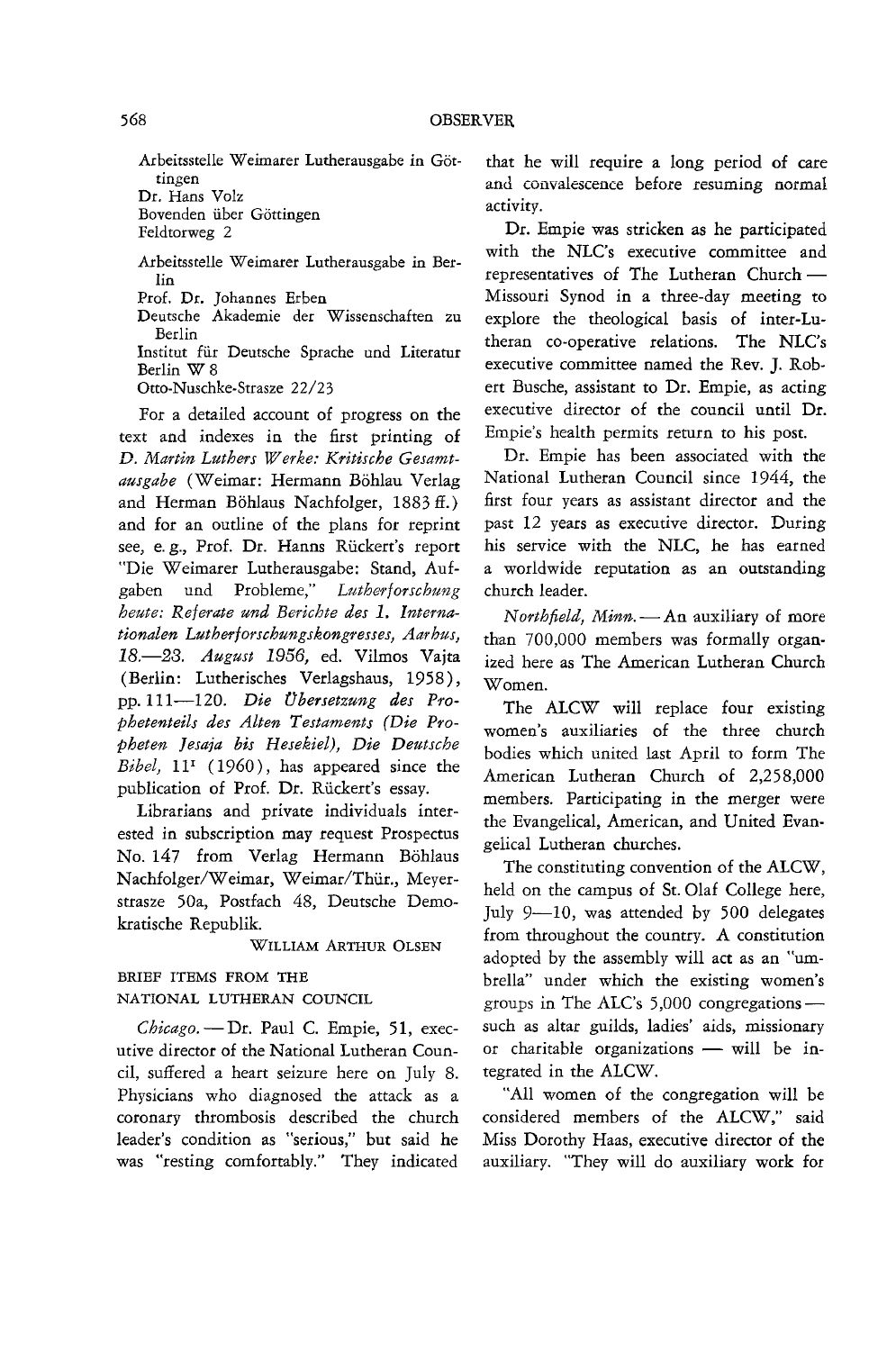Arbeitsstelle Weimarer Lutherausgabe in Göttingen
Dr. Hans Volz
Bovenden über Göttingen
Feldtorweg 2

Arbeitsstelle Weimarer Lutherausgabe in Berlin
Prof. Dr. Johannes Erben
Deutsche Akademie der Wissenschaften zu Berlin
Institut für Deutsche Sprache und Literatur
Berlin W 8
Otto-Nuschke-Strasze 22/23

For a detailed account of progress on the text and indexes in the first printing of *D. Martin Luthers Werke: Kritische Gesamtausgabe* (Weimar: Hermann Böhlau Verlag and Herman Böhlaus Nachfolger, 1883 ff.) and for an outline of the plans for reprint see, e. g., Prof. Dr. Hanns Rückert's report "Die Weimarer Lutherausgabe: Stand, Aufgaben und Probleme," *Lutherforschung heute: Referate und Berichte des 1. Internationalen Lutherforschungskongresses, Aarhus, 18.—23. August 1956*, ed. Vilmos Vajta (Berlin: Lutherisches Verlagshaus, 1958), pp. 111—120. *Die Übersetzung des Prophetenteils des Alten Testaments (Die Propheten Jesaja bis Hesekiel), Die Deutsche Bibel*, 11[1] (1960), has appeared since the publication of Prof. Dr. Rückert's essay.

Librarians and private individuals interested in subscription may request Prospectus No. 147 from Verlag Hermann Böhlaus Nachfolger/Weimar, Weimar/Thür., Meyerstrasze 50a, Postfach 48, Deutsche Demokratische Republik.

WILLIAM ARTHUR OLSEN

## BRIEF ITEMS FROM THE NATIONAL LUTHERAN COUNCIL

*Chicago.* — Dr. Paul C. Empie, 51, executive director of the National Lutheran Council, suffered a heart seizure here on July 8. Physicians who diagnosed the attack as a coronary thrombosis described the church leader's condition as "serious," but said he was "resting comfortably." They indicated that he will require a long period of care and convalescence before resuming normal activity.

Dr. Empie was stricken as he participated with the NLC's executive committee and representatives of The Lutheran Church — Missouri Synod in a three-day meeting to explore the theological basis of inter-Lutheran co-operative relations. The NLC's executive committee named the Rev. J. Robert Busche, assistant to Dr. Empie, as acting executive director of the council until Dr. Empie's health permits return to his post.

Dr. Empie has been associated with the National Lutheran Council since 1944, the first four years as assistant director and the past 12 years as executive director. During his service with the NLC, he has earned a worldwide reputation as an outstanding church leader.

*Northfield, Minn.* — An auxiliary of more than 700,000 members was formally organized here as The American Lutheran Church Women.

The ALCW will replace four existing women's auxiliaries of the three church bodies which united last April to form The American Lutheran Church of 2,258,000 members. Participating in the merger were the Evangelical, American, and United Evangelical Lutheran churches.

The constituting convention of the ALCW, held on the campus of St. Olaf College here, July 9—10, was attended by 500 delegates from throughout the country. A constitution adopted by the assembly will act as an "umbrella" under which the existing women's groups in The ALC's 5,000 congregations — such as altar guilds, ladies' aids, missionary or charitable organizations — will be integrated in the ALCW.

"All women of the congregation will be considered members of the ALCW," said Miss Dorothy Haas, executive director of the auxiliary. "They will do auxiliary work for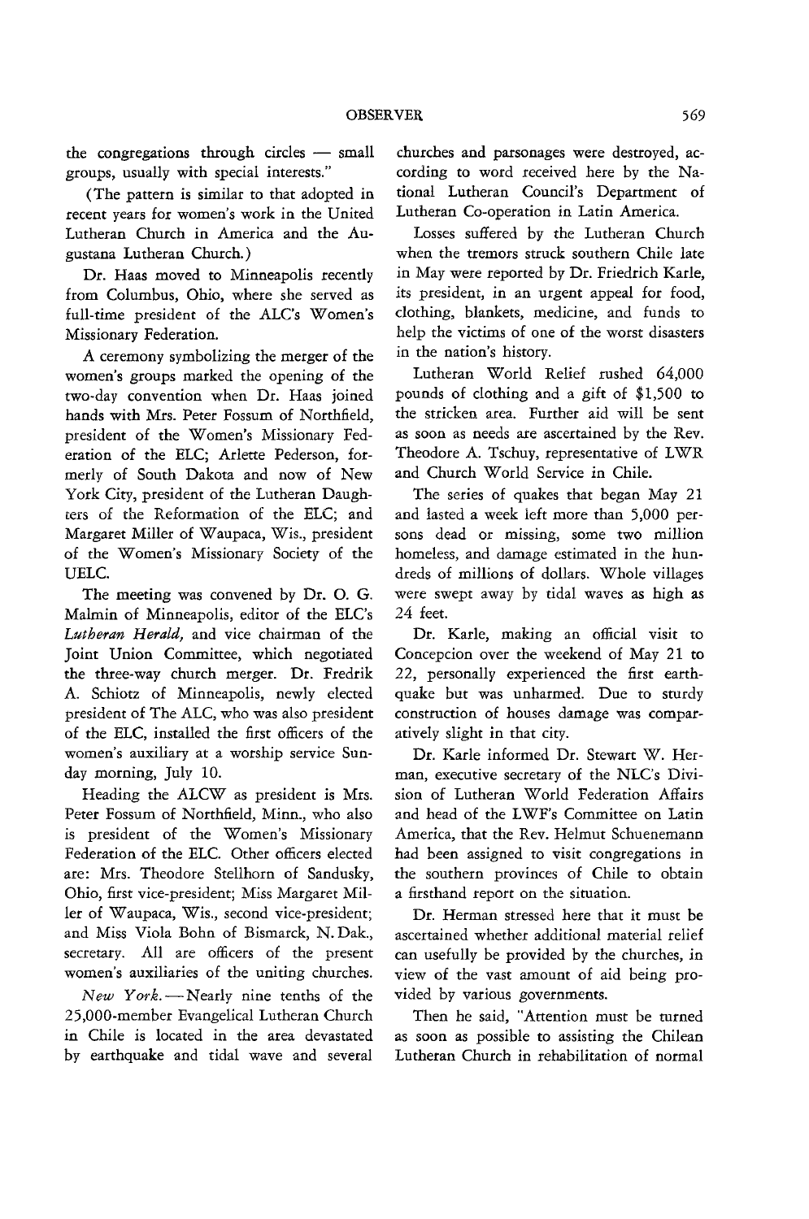the congregations through circles — small groups, usually with special interests."

(The pattern is similar to that adopted in recent years for women's work in the United Lutheran Church in America and the Augustana Lutheran Church.)

Dr. Haas moved to Minneapolis recently from Columbus, Ohio, where she served as full-time president of the ALC's Women's Missionary Federation.

A ceremony symbolizing the merger of the women's groups marked the opening of the two-day convention when Dr. Haas joined hands with Mrs. Peter Fossum of Northfield, president of the Women's Missionary Federation of the ELC; Arlette Pederson, formerly of South Dakota and now of New York City, president of the Lutheran Daughters of the Reformation of the ELC; and Margaret Miller of Waupaca, Wis., president of the Women's Missionary Society of the UELC.

The meeting was convened by Dr. O. G. Malmin of Minneapolis, editor of the ELC's *Lutheran Herald,* and vice chairman of the Joint Union Committee, which negotiated the three-way church merger. Dr. Fredrik A. Schiotz of Minneapolis, newly elected president of The ALC, who was also president of the ELC, installed the first officers of the women's auxiliary at a worship service Sunday morning, July 10.

Heading the ALCW as president is Mrs. Peter Fossum of Northfield, Minn., who also is president of the Women's Missionary Federation of the ELC. Other officers elected are: Mrs. Theodore Stellhorn of Sandusky, Ohio, first vice-president; Miss Margaret Miller of Waupaca, Wis., second vice-president; and Miss Viola Bohn of Bismarck, N. Dak., secretary. All are officers of the present women's auxiliaries of the uniting churches.

*New York.* — Nearly nine tenths of the 25,000-member Evangelical Lutheran Church in Chile is located in the area devastated by earthquake and tidal wave and several churches and parsonages were destroyed, according to word received here by the National Lutheran Council's Department of Lutheran Co-operation in Latin America.

Losses suffered by the Lutheran Church when the tremors struck southern Chile late in May were reported by Dr. Friedrich Karle, its president, in an urgent appeal for food, clothing, blankets, medicine, and funds to help the victims of one of the worst disasters in the nation's history.

Lutheran World Relief rushed 64,000 pounds of clothing and a gift of $1,500 to the stricken area. Further aid will be sent as soon as needs are ascertained by the Rev. Theodore A. Tschuy, representative of LWR and Church World Service in Chile.

The series of quakes that began May 21 and lasted a week left more than 5,000 persons dead or missing, some two million homeless, and damage estimated in the hundreds of millions of dollars. Whole villages were swept away by tidal waves as high as 24 feet.

Dr. Karle, making an official visit to Concepcion over the weekend of May 21 to 22, personally experienced the first earthquake but was unharmed. Due to sturdy construction of houses damage was comparatively slight in that city.

Dr. Karle informed Dr. Stewart W. Herman, executive secretary of the NLC's Division of Lutheran World Federation Affairs and head of the LWF's Committee on Latin America, that the Rev. Helmut Schuenemann had been assigned to visit congregations in the southern provinces of Chile to obtain a firsthand report on the situation.

Dr. Herman stressed here that it must be ascertained whether additional material relief can usefully be provided by the churches, in view of the vast amount of aid being provided by various governments.

Then he said, "Attention must be turned as soon as possible to assisting the Chilean Lutheran Church in rehabilitation of normal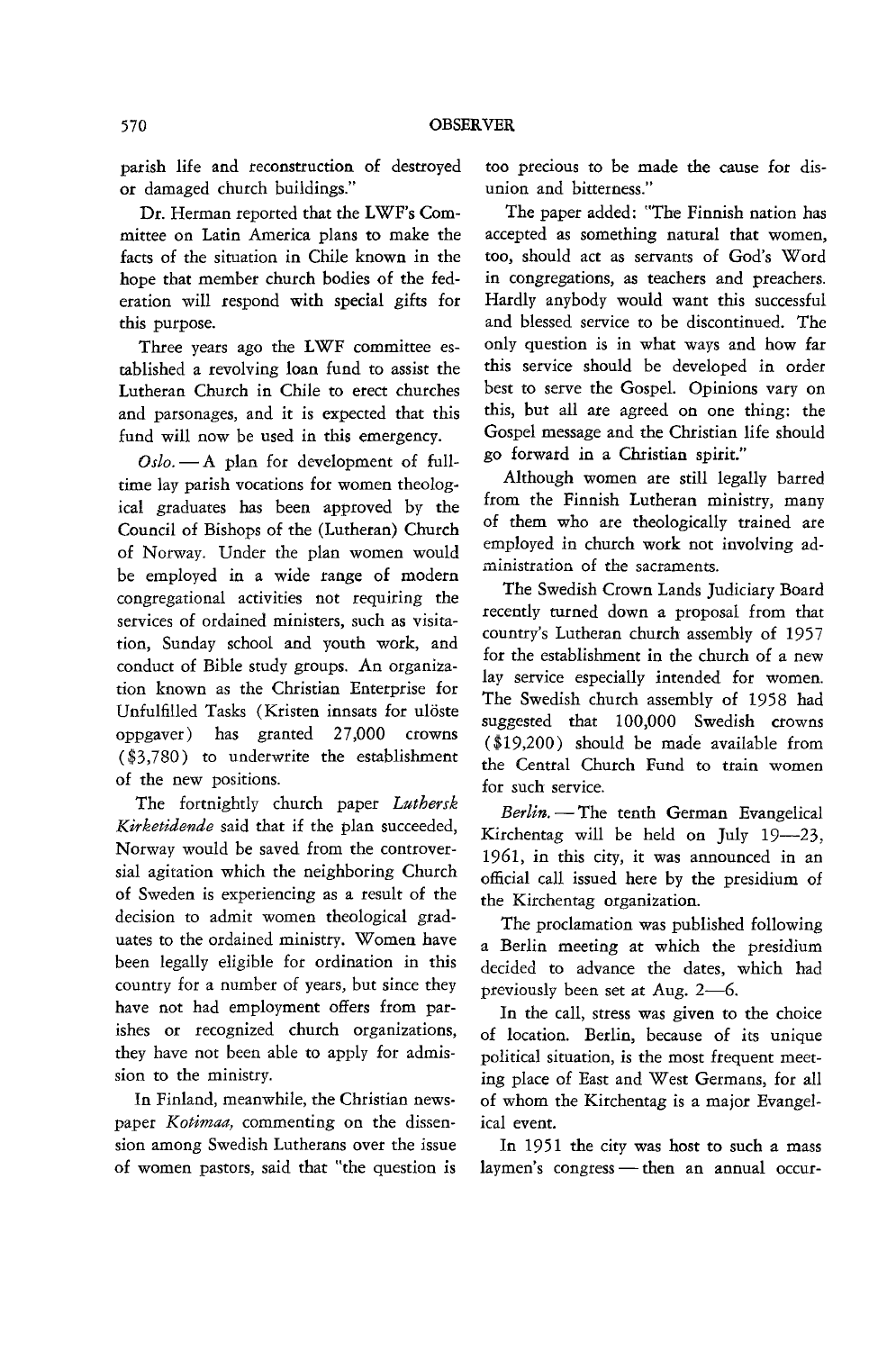parish life and reconstruction of destroyed or damaged church buildings."

Dr. Herman reported that the LWF's Committee on Latin America plans to make the facts of the situation in Chile known in the hope that member church bodies of the federation will respond with special gifts for this purpose.

Three years ago the LWF committee established a revolving loan fund to assist the Lutheran Church in Chile to erect churches and parsonages, and it is expected that this fund will now be used in this emergency.

*Oslo.* — A plan for development of full-time lay parish vocations for women theological graduates has been approved by the Council of Bishops of the (Lutheran) Church of Norway. Under the plan women would be employed in a wide range of modern congregational activities not requiring the services of ordained ministers, such as visitation, Sunday school and youth work, and conduct of Bible study groups. An organization known as the Christian Enterprise for Unfulfilled Tasks (Kristen innsats for uløste oppgaver) has granted 27,000 crowns ($3,780) to underwrite the establishment of the new positions.

The fortnightly church paper *Luthersk Kirketidende* said that if the plan succeeded, Norway would be saved from the controversial agitation which the neighboring Church of Sweden is experiencing as a result of the decision to admit women theological graduates to the ordained ministry. Women have been legally eligible for ordination in this country for a number of years, but since they have not had employment offers from parishes or recognized church organizations, they have not been able to apply for admission to the ministry.

In Finland, meanwhile, the Christian newspaper *Kotimaa,* commenting on the dissension among Swedish Lutherans over the issue of women pastors, said that "the question is too precious to be made the cause for disunion and bitterness."

The paper added: "The Finnish nation has accepted as something natural that women, too, should act as servants of God's Word in congregations, as teachers and preachers. Hardly anybody would want this successful and blessed service to be discontinued. The only question is in what ways and how far this service should be developed in order best to serve the Gospel. Opinions vary on this, but all are agreed on one thing: the Gospel message and the Christian life should go forward in a Christian spirit."

Although women are still legally barred from the Finnish Lutheran ministry, many of them who are theologically trained are employed in church work not involving administration of the sacraments.

The Swedish Crown Lands Judiciary Board recently turned down a proposal from that country's Lutheran church assembly of 1957 for the establishment in the church of a new lay service especially intended for women. The Swedish church assembly of 1958 had suggested that 100,000 Swedish crowns ($19,200) should be made available from the Central Church Fund to train women for such service.

*Berlin.* — The tenth German Evangelical Kirchentag will be held on July 19—23, 1961, in this city, it was announced in an official call issued here by the presidium of the Kirchentag organization.

The proclamation was published following a Berlin meeting at which the presidium decided to advance the dates, which had previously been set at Aug. 2—6.

In the call, stress was given to the choice of location. Berlin, because of its unique political situation, is the most frequent meeting place of East and West Germans, for all of whom the Kirchentag is a major Evangelical event.

In 1951 the city was host to such a mass laymen's congress — then an annual occur-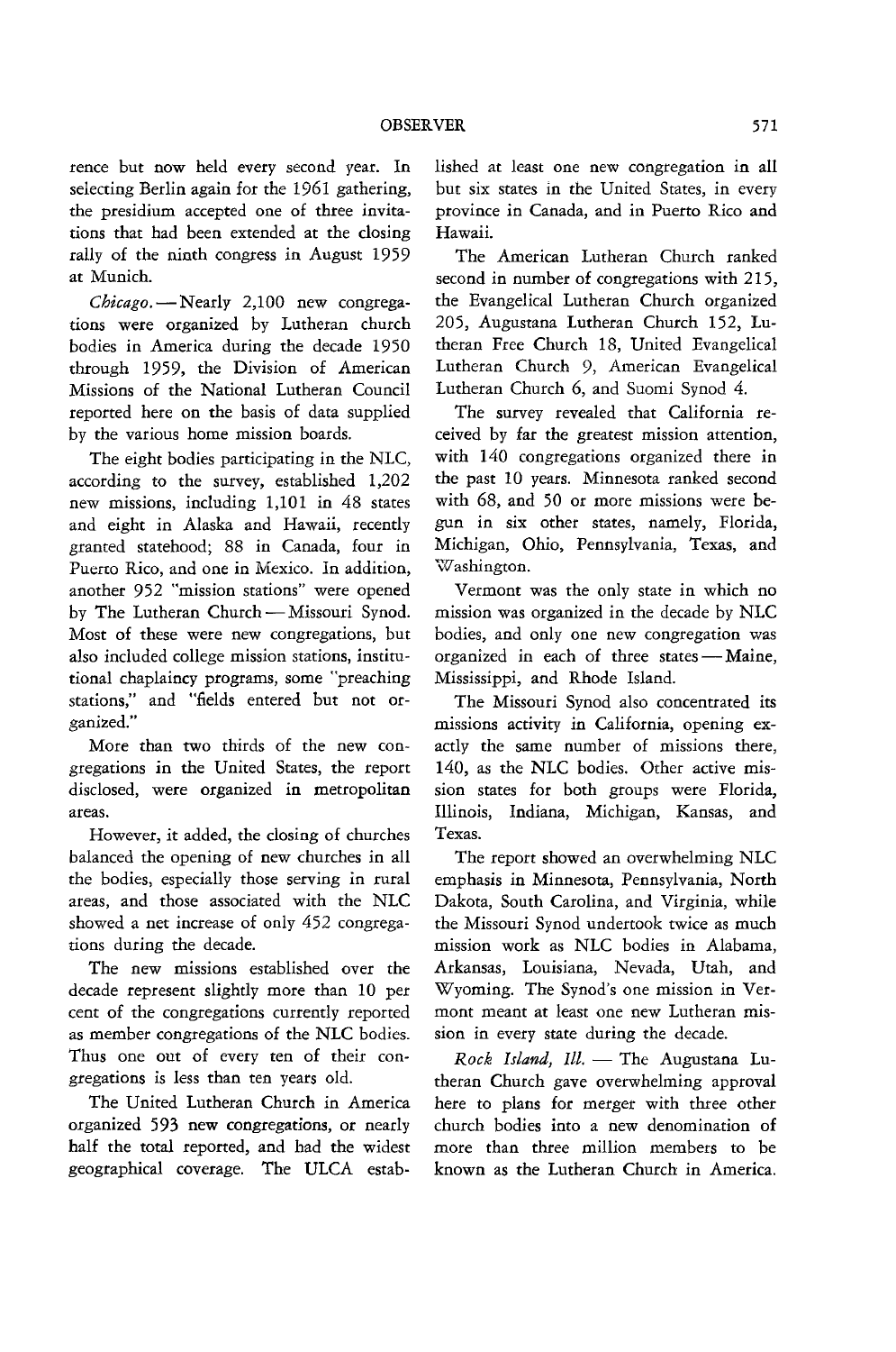rence but now held every second year. In selecting Berlin again for the 1961 gathering, the presidium accepted one of three invitations that had been extended at the closing rally of the ninth congress in August 1959 at Munich.

*Chicago.* — Nearly 2,100 new congregations were organized by Lutheran church bodies in America during the decade 1950 through 1959, the Division of American Missions of the National Lutheran Council reported here on the basis of data supplied by the various home mission boards.

The eight bodies participating in the NLC, according to the survey, established 1,202 new missions, including 1,101 in 48 states and eight in Alaska and Hawaii, recently granted statehood; 88 in Canada, four in Puerto Rico, and one in Mexico. In addition, another 952 "mission stations" were opened by The Lutheran Church — Missouri Synod. Most of these were new congregations, but also included college mission stations, institutional chaplaincy programs, some "preaching stations," and "fields entered but not organized."

More than two thirds of the new congregations in the United States, the report disclosed, were organized in metropolitan areas.

However, it added, the closing of churches balanced the opening of new churches in all the bodies, especially those serving in rural areas, and those associated with the NLC showed a net increase of only 452 congregations during the decade.

The new missions established over the decade represent slightly more than 10 per cent of the congregations currently reported as member congregations of the NLC bodies. Thus one out of every ten of their congregations is less than ten years old.

The United Lutheran Church in America organized 593 new congregations, or nearly half the total reported, and had the widest geographical coverage. The ULCA established at least one new congregation in all but six states in the United States, in every province in Canada, and in Puerto Rico and Hawaii.

The American Lutheran Church ranked second in number of congregations with 215, the Evangelical Lutheran Church organized 205, Augustana Lutheran Church 152, Lutheran Free Church 18, United Evangelical Lutheran Church 9, American Evangelical Lutheran Church 6, and Suomi Synod 4.

The survey revealed that California received by far the greatest mission attention, with 140 congregations organized there in the past 10 years. Minnesota ranked second with 68, and 50 or more missions were begun in six other states, namely, Florida, Michigan, Ohio, Pennsylvania, Texas, and Washington.

Vermont was the only state in which no mission was organized in the decade by NLC bodies, and only one new congregation was organized in each of three states — Maine, Mississippi, and Rhode Island.

The Missouri Synod also concentrated its missions activity in California, opening exactly the same number of missions there, 140, as the NLC bodies. Other active mission states for both groups were Florida, Illinois, Indiana, Michigan, Kansas, and Texas.

The report showed an overwhelming NLC emphasis in Minnesota, Pennsylvania, North Dakota, South Carolina, and Virginia, while the Missouri Synod undertook twice as much mission work as NLC bodies in Alabama, Arkansas, Louisiana, Nevada, Utah, and Wyoming. The Synod's one mission in Vermont meant at least one new Lutheran mission in every state during the decade.

*Rock Island, Ill.* — The Augustana Lutheran Church gave overwhelming approval here to plans for merger with three other church bodies into a new denomination of more than three million members to be known as the Lutheran Church in America.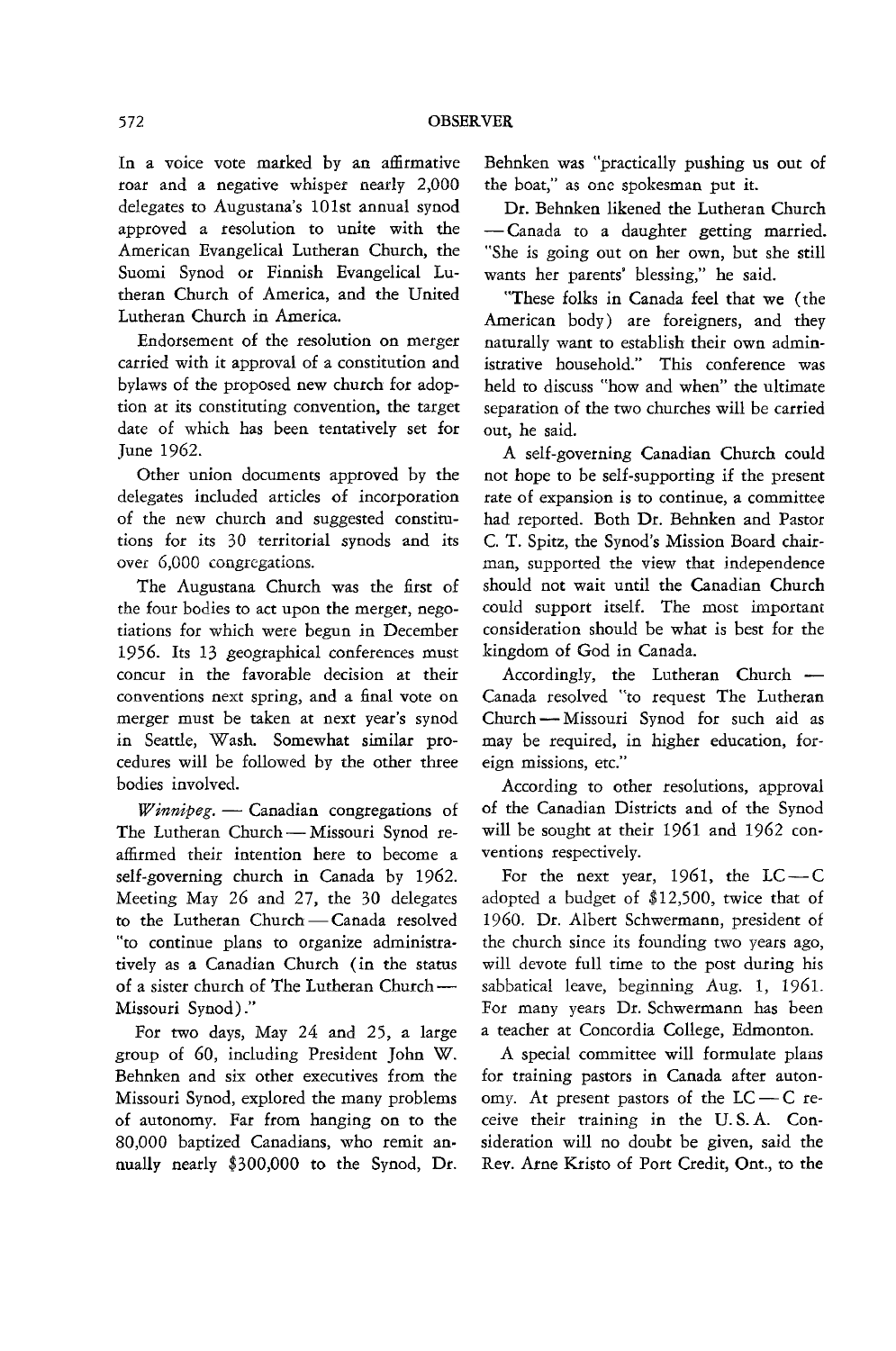In a voice vote marked by an affirmative roar and a negative whisper nearly 2,000 delegates to Augustana's 101st annual synod approved a resolution to unite with the American Evangelical Lutheran Church, the Suomi Synod or Finnish Evangelical Lutheran Church of America, and the United Lutheran Church in America.

Endorsement of the resolution on merger carried with it approval of a constitution and bylaws of the proposed new church for adoption at its constituting convention, the target date of which has been tentatively set for June 1962.

Other union documents approved by the delegates included articles of incorporation of the new church and suggested constitutions for its 30 territorial synods and its over 6,000 congregations.

The Augustana Church was the first of the four bodies to act upon the merger, negotiations for which were begun in December 1956. Its 13 geographical conferences must concur in the favorable decision at their conventions next spring, and a final vote on merger must be taken at next year's synod in Seattle, Wash. Somewhat similar procedures will be followed by the other three bodies involved.

*Winnipeg.* — Canadian congregations of The Lutheran Church — Missouri Synod reaffirmed their intention here to become a self-governing church in Canada by 1962. Meeting May 26 and 27, the 30 delegates to the Lutheran Church — Canada resolved "to continue plans to organize administratively as a Canadian Church (in the status of a sister church of The Lutheran Church — Missouri Synod)."

For two days, May 24 and 25, a large group of 60, including President John W. Behnken and six other executives from the Missouri Synod, explored the many problems of autonomy. Far from hanging on to the 80,000 baptized Canadians, who remit annually nearly $300,000 to the Synod, Dr. Behnken was "practically pushing us out of the boat," as one spokesman put it.

Dr. Behnken likened the Lutheran Church — Canada to a daughter getting married. "She is going out on her own, but she still wants her parents' blessing," he said.

"These folks in Canada feel that we (the American body) are foreigners, and they naturally want to establish their own administrative household." This conference was held to discuss "how and when" the ultimate separation of the two churches will be carried out, he said.

A self-governing Canadian Church could not hope to be self-supporting if the present rate of expansion is to continue, a committee had reported. Both Dr. Behnken and Pastor C. T. Spitz, the Synod's Mission Board chairman, supported the view that independence should not wait until the Canadian Church could support itself. The most important consideration should be what is best for the kingdom of God in Canada.

Accordingly, the Lutheran Church — Canada resolved "to request The Lutheran Church — Missouri Synod for such aid as may be required, in higher education, foreign missions, etc."

According to other resolutions, approval of the Canadian Districts and of the Synod will be sought at their 1961 and 1962 conventions respectively.

For the next year, 1961, the LC — C adopted a budget of $12,500, twice that of 1960. Dr. Albert Schwermann, president of the church since its founding two years ago, will devote full time to the post during his sabbatical leave, beginning Aug. 1, 1961. For many years Dr. Schwermann has been a teacher at Concordia College, Edmonton.

A special committee will formulate plans for training pastors in Canada after autonomy. At present pastors of the LC — C receive their training in the U. S. A. Consideration will no doubt be given, said the Rev. Arne Kristo of Port Credit, Ont., to the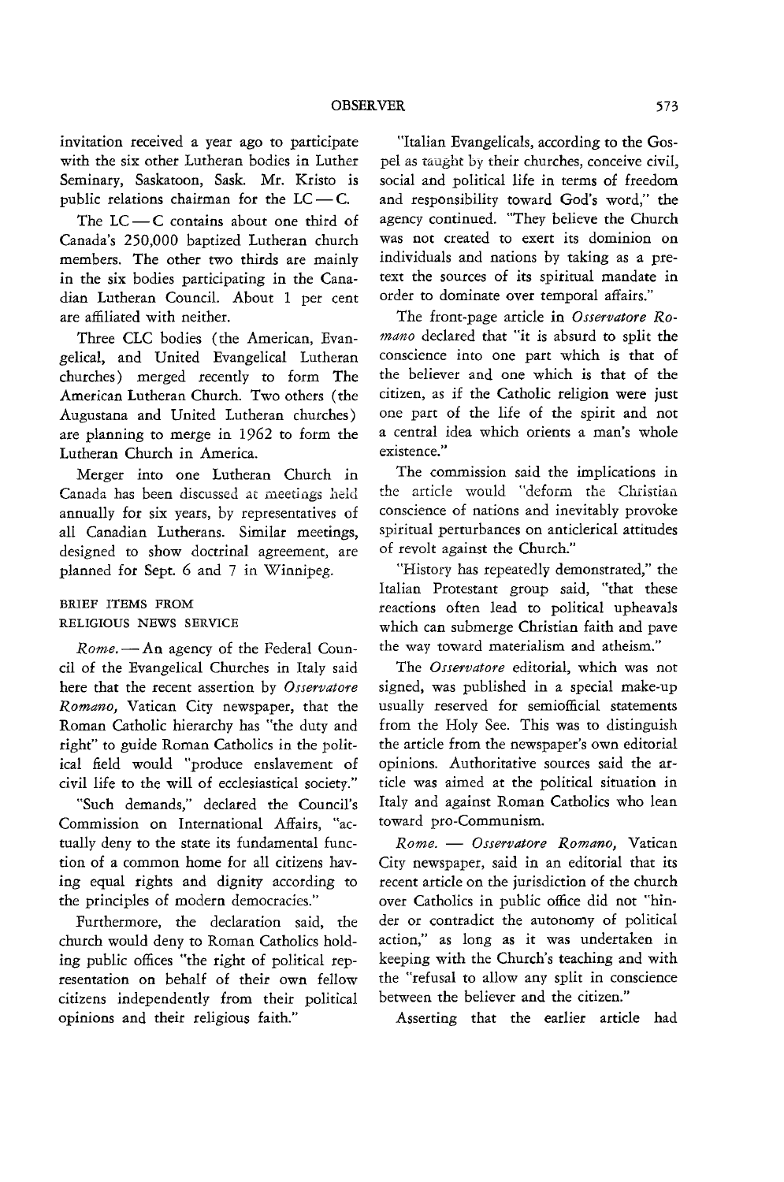invitation received a year ago to participate with the six other Lutheran bodies in Luther Seminary, Saskatoon, Sask. Mr. Kristo is public relations chairman for the LC — C.

The LC — C contains about one third of Canada's 250,000 baptized Lutheran church members. The other two thirds are mainly in the six bodies participating in the Canadian Lutheran Council. About 1 per cent are affiliated with neither.

Three CLC bodies (the American, Evangelical, and United Evangelical Lutheran churches) merged recently to form The American Lutheran Church. Two others (the Augustana and United Lutheran churches) are planning to merge in 1962 to form the Lutheran Church in America.

Merger into one Lutheran Church in Canada has been discussed at meetings held annually for six years, by representatives of all Canadian Lutherans. Similar meetings, designed to show doctrinal agreement, are planned for Sept. 6 and 7 in Winnipeg.

## BRIEF ITEMS FROM RELIGIOUS NEWS SERVICE

*Rome.* — An agency of the Federal Council of the Evangelical Churches in Italy said here that the recent assertion by *Osservatore Romano,* Vatican City newspaper, that the Roman Catholic hierarchy has "the duty and right" to guide Roman Catholics in the political field would "produce enslavement of civil life to the will of ecclesiastical society."

"Such demands," declared the Council's Commission on International Affairs, "actually deny to the state its fundamental function of a common home for all citizens having equal rights and dignity according to the principles of modern democracies."

Furthermore, the declaration said, the church would deny to Roman Catholics holding public offices "the right of political representation on behalf of their own fellow citizens independently from their political opinions and their religious faith."

"Italian Evangelicals, according to the Gospel as taught by their churches, conceive civil, social and political life in terms of freedom and responsibility toward God's word," the agency continued. "They believe the Church was not created to exert its dominion on individuals and nations by taking as a pretext the sources of its spiritual mandate in order to dominate over temporal affairs."

The front-page article in *Osservatore Romano* declared that "it is absurd to split the conscience into one part which is that of the believer and one which is that of the citizen, as if the Catholic religion were just one part of the life of the spirit and not a central idea which orients a man's whole existence."

The commission said the implications in the article would "deform the Christian conscience of nations and inevitably provoke spiritual perturbances on anticlerical attitudes of revolt against the Church."

"History has repeatedly demonstrated," the Italian Protestant group said, "that these reactions often lead to political upheavals which can submerge Christian faith and pave the way toward materialism and atheism."

The *Osservatore* editorial, which was not signed, was published in a special make-up usually reserved for semiofficial statements from the Holy See. This was to distinguish the article from the newspaper's own editorial opinions. Authoritative sources said the article was aimed at the political situation in Italy and against Roman Catholics who lean toward pro-Communism.

*Rome.* — *Osservatore Romano,* Vatican City newspaper, said in an editorial that its recent article on the jurisdiction of the church over Catholics in public office did not "hinder or contradict the autonomy of political action," as long as it was undertaken in keeping with the Church's teaching and with the "refusal to allow any split in conscience between the believer and the citizen."

Asserting that the earlier article had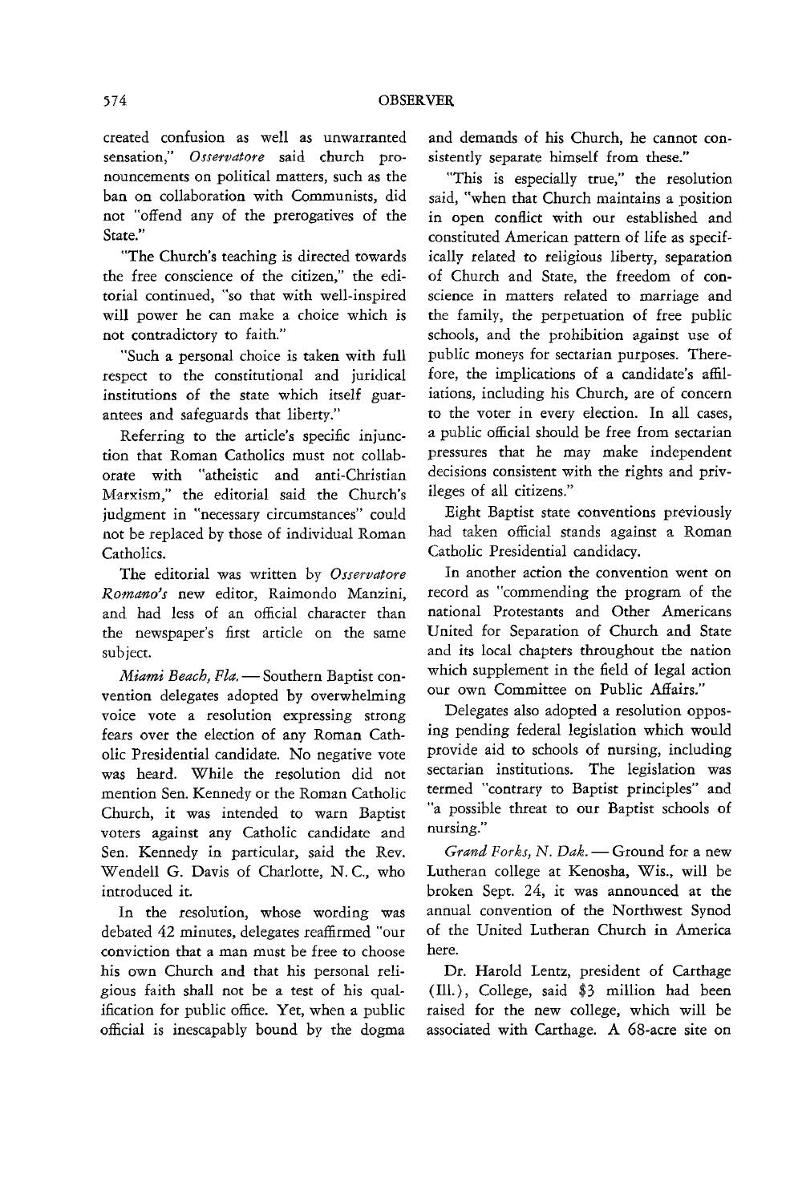created confusion as well as unwarranted sensation," *Osservatore* said church pronouncements on political matters, such as the ban on collaboration with Communists, did not "offend any of the prerogatives of the State."

"The Church's teaching is directed towards the free conscience of the citizen," the editorial continued, "so that with well-inspired will power he can make a choice which is not contradictory to faith."

"Such a personal choice is taken with full respect to the constitutional and juridical institutions of the state which itself guarantees and safeguards that liberty."

Referring to the article's specific injunction that Roman Catholics must not collaborate with "atheistic and anti-Christian Marxism," the editorial said the Church's judgment in "necessary circumstances" could not be replaced by those of individual Roman Catholics.

The editorial was written by *Osservatore Romano's* new editor, Raimondo Manzini, and had less of an official character than the newspaper's first article on the same subject.

*Miami Beach, Fla.* — Southern Baptist convention delegates adopted by overwhelming voice vote a resolution expressing strong fears over the election of any Roman Catholic Presidential candidate. No negative vote was heard. While the resolution did not mention Sen. Kennedy or the Roman Catholic Church, it was intended to warn Baptist voters against any Catholic candidate and Sen. Kennedy in particular, said the Rev. Wendell G. Davis of Charlotte, N. C., who introduced it.

In the resolution, whose wording was debated 42 minutes, delegates reaffirmed "our conviction that a man must be free to choose his own Church and that his personal religious faith shall not be a test of his qualification for public office. Yet, when a public official is inescapably bound by the dogma and demands of his Church, he cannot consistently separate himself from these."

"This is especially true," the resolution said, "when that Church maintains a position in open conflict with our established and constituted American pattern of life as specifically related to religious liberty, separation of Church and State, the freedom of conscience in matters related to marriage and the family, the perpetuation of free public schools, and the prohibition against use of public moneys for sectarian purposes. Therefore, the implications of a candidate's affiliations, including his Church, are of concern to the voter in every election. In all cases, a public official should be free from sectarian pressures that he may make independent decisions consistent with the rights and privileges of all citizens."

Eight Baptist state conventions previously had taken official stands against a Roman Catholic Presidential candidacy.

In another action the convention went on record as "commending the program of the national Protestants and Other Americans United for Separation of Church and State and its local chapters throughout the nation which supplement in the field of legal action our own Committee on Public Affairs."

Delegates also adopted a resolution opposing pending federal legislation which would provide aid to schools of nursing, including sectarian institutions. The legislation was termed "contrary to Baptist principles" and "a possible threat to our Baptist schools of nursing."

*Grand Forks, N. Dak.* — Ground for a new Lutheran college at Kenosha, Wis., will be broken Sept. 24, it was announced at the annual convention of the Northwest Synod of the United Lutheran Church in America here.

Dr. Harold Lentz, president of Carthage (Ill.), College, said $3 million had been raised for the new college, which will be associated with Carthage. A 68-acre site on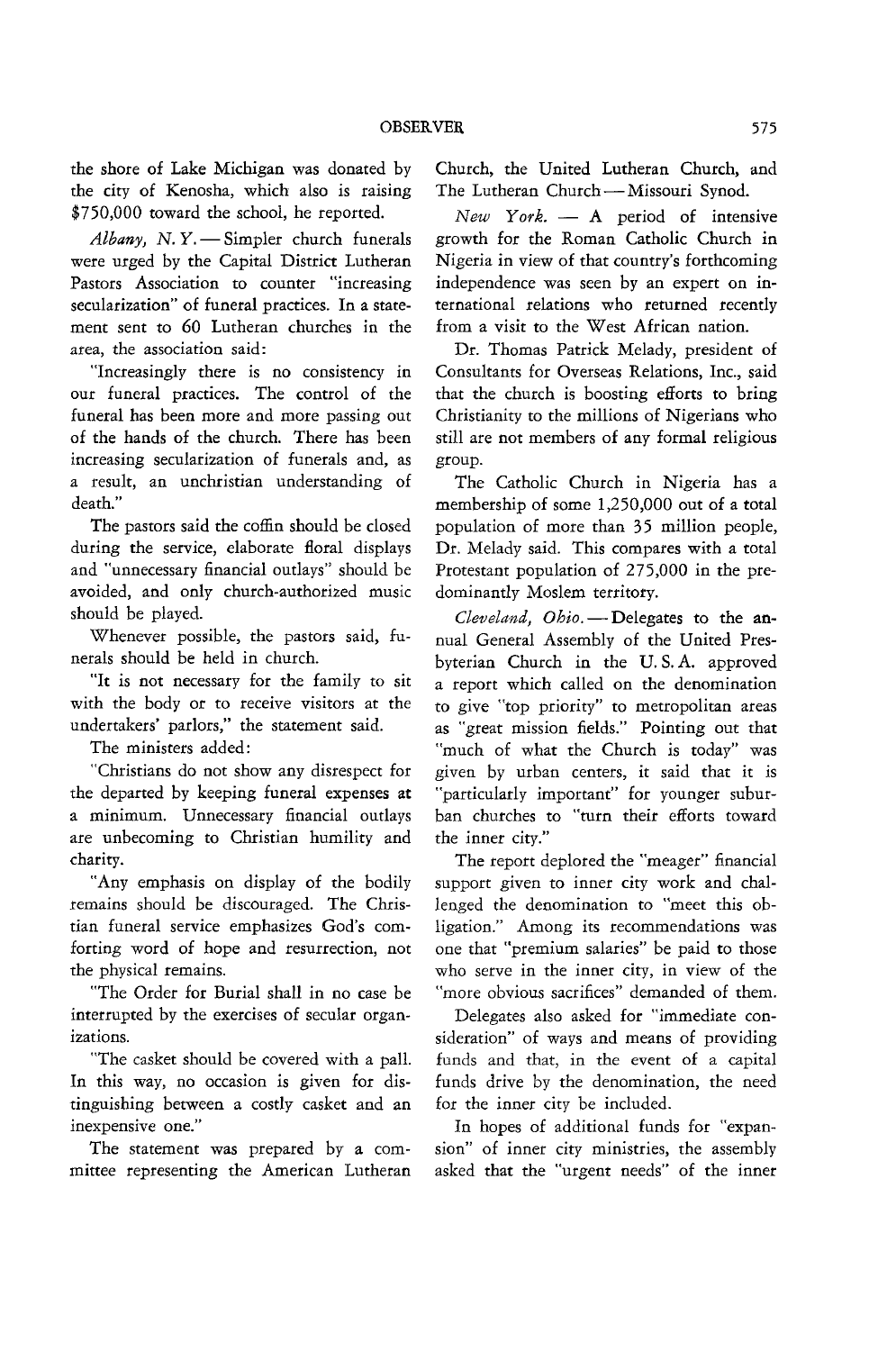the shore of Lake Michigan was donated by the city of Kenosha, which also is raising $750,000 toward the school, he reported.

*Albany, N. Y.* — Simpler church funerals were urged by the Capital District Lutheran Pastors Association to counter "increasing secularization" of funeral practices. In a statement sent to 60 Lutheran churches in the area, the association said:

"Increasingly there is no consistency in our funeral practices. The control of the funeral has been more and more passing out of the hands of the church. There has been increasing secularization of funerals and, as a result, an unchristian understanding of death."

The pastors said the coffin should be closed during the service, elaborate floral displays and "unnecessary financial outlays" should be avoided, and only church-authorized music should be played.

Whenever possible, the pastors said, funerals should be held in church.

"It is not necessary for the family to sit with the body or to receive visitors at the undertakers' parlors," the statement said.

The ministers added:

"Christians do not show any disrespect for the departed by keeping funeral expenses at a minimum. Unnecessary financial outlays are unbecoming to Christian humility and charity.

"Any emphasis on display of the bodily remains should be discouraged. The Christian funeral service emphasizes God's comforting word of hope and resurrection, not the physical remains.

"The Order for Burial shall in no case be interrupted by the exercises of secular organizations.

"The casket should be covered with a pall. In this way, no occasion is given for distinguishing between a costly casket and an inexpensive one."

The statement was prepared by a committee representing the American Lutheran Church, the United Lutheran Church, and The Lutheran Church — Missouri Synod.

*New York.* — A period of intensive growth for the Roman Catholic Church in Nigeria in view of that country's forthcoming independence was seen by an expert on international relations who returned recently from a visit to the West African nation.

Dr. Thomas Patrick Melady, president of Consultants for Overseas Relations, Inc., said that the church is boosting efforts to bring Christianity to the millions of Nigerians who still are not members of any formal religious group.

The Catholic Church in Nigeria has a membership of some 1,250,000 out of a total population of more than 35 million people, Dr. Melady said. This compares with a total Protestant population of 275,000 in the predominantly Moslem territory.

*Cleveland, Ohio.* — Delegates to the annual General Assembly of the United Presbyterian Church in the U. S. A. approved a report which called on the denomination to give "top priority" to metropolitan areas as "great mission fields." Pointing out that "much of what the Church is today" was given by urban centers, it said that it is "particularly important" for younger suburban churches to "turn their efforts toward the inner city."

The report deplored the "meager" financial support given to inner city work and challenged the denomination to "meet this obligation." Among its recommendations was one that "premium salaries" be paid to those who serve in the inner city, in view of the "more obvious sacrifices" demanded of them.

Delegates also asked for "immediate consideration" of ways and means of providing funds and that, in the event of a capital funds drive by the denomination, the need for the inner city be included.

In hopes of additional funds for "expansion" of inner city ministries, the assembly asked that the "urgent needs" of the inner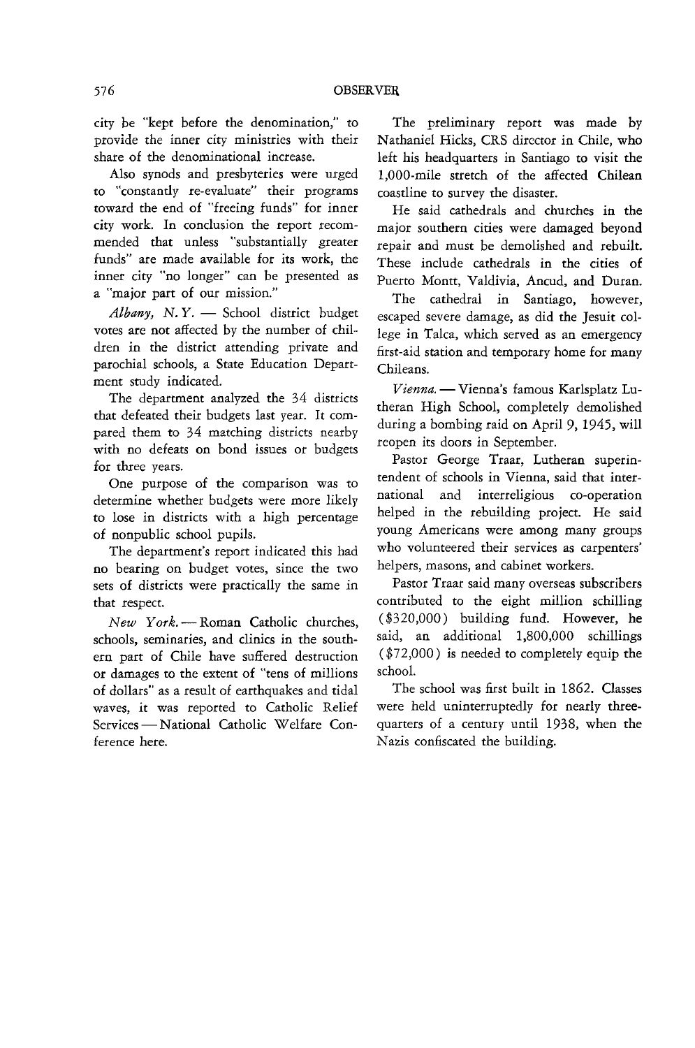city be "kept before the denomination," to provide the inner city ministries with their share of the denominational increase.

Also synods and presbyteries were urged to "constantly re-evaluate" their programs toward the end of "freeing funds" for inner city work. In conclusion the report recommended that unless "substantially greater funds" are made available for its work, the inner city "no longer" can be presented as a "major part of our mission."

*Albany, N.Y.* — School district budget votes are not affected by the number of children in the district attending private and parochial schools, a State Education Department study indicated.

The department analyzed the 34 districts that defeated their budgets last year. It compared them to 34 matching districts nearby with no defeats on bond issues or budgets for three years.

One purpose of the comparison was to determine whether budgets were more likely to lose in districts with a high percentage of nonpublic school pupils.

The department's report indicated this had no bearing on budget votes, since the two sets of districts were practically the same in that respect.

*New York.* — Roman Catholic churches, schools, seminaries, and clinics in the southern part of Chile have suffered destruction or damages to the extent of "tens of millions of dollars" as a result of earthquakes and tidal waves, it was reported to Catholic Relief Services — National Catholic Welfare Conference here.

The preliminary report was made by Nathaniel Hicks, CRS director in Chile, who left his headquarters in Santiago to visit the 1,000-mile stretch of the affected Chilean coastline to survey the disaster.

He said cathedrals and churches in the major southern cities were damaged beyond repair and must be demolished and rebuilt. These include cathedrals in the cities of Puerto Montt, Valdivia, Ancud, and Duran.

The cathedral in Santiago, however, escaped severe damage, as did the Jesuit college in Talca, which served as an emergency first-aid station and temporary home for many Chileans.

*Vienna.* — Vienna's famous Karlsplatz Lutheran High School, completely demolished during a bombing raid on April 9, 1945, will reopen its doors in September.

Pastor George Traar, Lutheran superintendent of schools in Vienna, said that international and interreligious co-operation helped in the rebuilding project. He said young Americans were among many groups who volunteered their services as carpenters' helpers, masons, and cabinet workers.

Pastor Traar said many overseas subscribers contributed to the eight million schilling ($320,000) building fund. However, he said, an additional 1,800,000 schillings ($72,000) is needed to completely equip the school.

The school was first built in 1862. Classes were held uninterruptedly for nearly three-quarters of a century until 1938, when the Nazis confiscated the building.